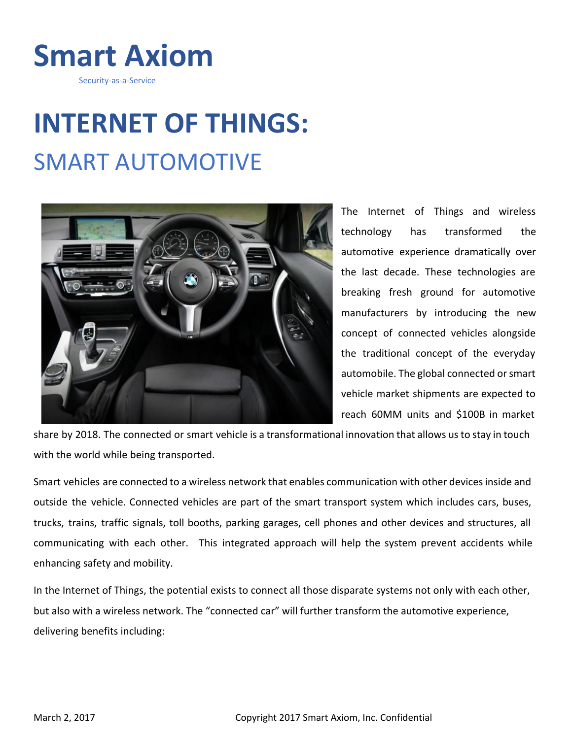# Smart Axiom

Security-as-a-Service

# INTERNET OF THINGS:

## SMART AUTOMOTIVE

The Internet of Things and wireless technology has transformed the automotive experience dramatically over the last decade. These technologies are breaking fresh ground for automotive manufacturers by introducing the new concept of connected vehicles alongside the traditional concept of the everyday automobile. The global connected or smart vehicle market shipments are expected to reach 60MM units and $100B in market share by 2018. The connected or smart vehicle is a transformational innovation that allows us to stay in touch with the world while being transported.

Smart vehicles are connected to a wireless network that enables communication with other devices inside and outside the vehicle. Connected vehicles are part of the smart transport system which includes cars, buses, trucks, trains, traffic signals, toll booths, parking garages, cell phones and other devices and structures, all communicating with each other. This integrated approach will help the system prevent accidents while enhancing safety and mobility.

In the Internet of Things, the potential exists to connect all those disparate systems not only with each other, but also with a wireless network. The "connected car" will further transform the automotive experience, delivering benefits including: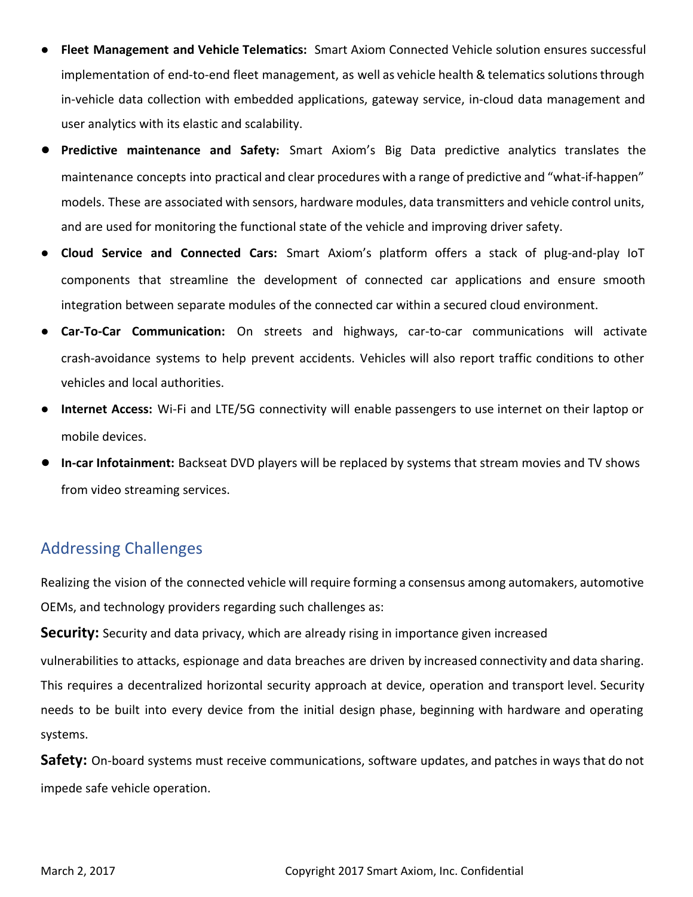- **Fleet Management and Vehicle Telematics:** Smart Axiom Connected Vehicle solution ensures successful implementation of end-to-end fleet management, as well as vehicle health & telematics solutions through in-vehicle data collection with embedded applications, gateway service, in-cloud data management and user analytics with its elastic and scalability.
- **Predictive maintenance and Safety:** Smart Axiom's Big Data predictive analytics translates the maintenance concepts into practical and clear procedures with a range of predictive and "what-if-happen" models. These are associated with sensors, hardware modules, data transmitters and vehicle control units, and are used for monitoring the functional state of the vehicle and improving driver safety.
- **Cloud Service and Connected Cars:** Smart Axiom's platform offers a stack of plug-and-play IoT components that streamline the development of connected car applications and ensure smooth integration between separate modules of the connected car within a secured cloud environment.
- **Car-To-Car Communication:** On streets and highways, car-to-car communications will activate crash-avoidance systems to help prevent accidents. Vehicles will also report traffic conditions to other vehicles and local authorities.
- **Internet Access:** Wi-Fi and LTE/5G connectivity will enable passengers to use internet on their laptop or mobile devices.
- **In-car Infotainment:** Backseat DVD players will be replaced by systems that stream movies and TV shows from video streaming services.

## Addressing Challenges

Realizing the vision of the connected vehicle will require forming a consensus among automakers, automotive OEMs, and technology providers regarding such challenges as:

**Security:** Security and data privacy, which are already rising in importance given increased vulnerabilities to attacks, espionage and data breaches are driven by increased connectivity and data sharing. This requires a decentralized horizontal security approach at device, operation and transport level. Security needs to be built into every device from the initial design phase, beginning with hardware and operating systems.

**Safety:** On-board systems must receive communications, software updates, and patches in ways that do not impede safe vehicle operation.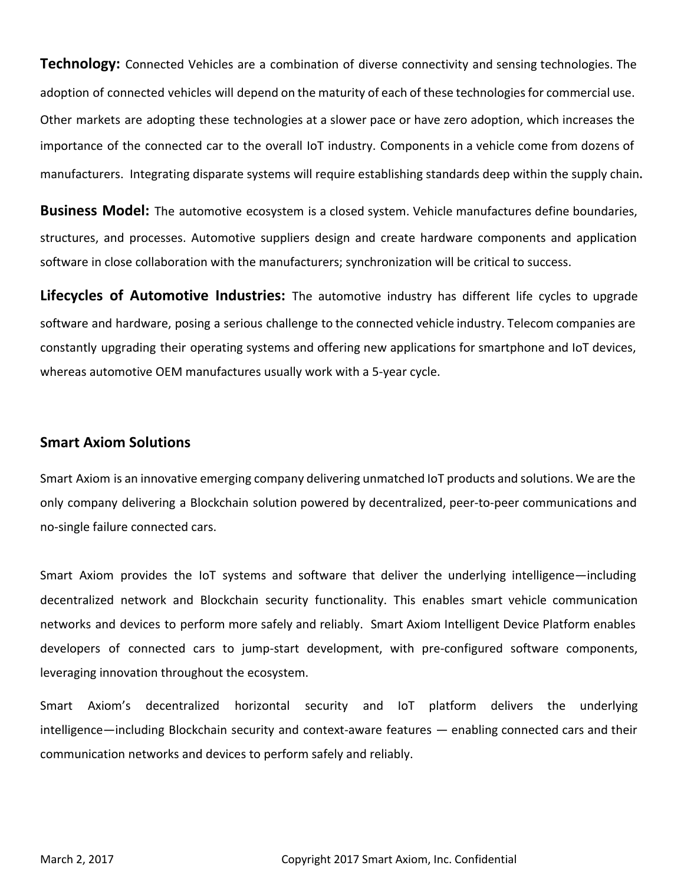**Technology:** Connected Vehicles are a combination of diverse connectivity and sensing technologies. The adoption of connected vehicles will depend on the maturity of each of these technologies for commercial use. Other markets are adopting these technologies at a slower pace or have zero adoption, which increases the importance of the connected car to the overall IoT industry. Components in a vehicle come from dozens of manufacturers. Integrating disparate systems will require establishing standards deep within the supply chain**.**

**Business Model:** The automotive ecosystem is a closed system. Vehicle manufactures define boundaries, structures, and processes. Automotive suppliers design and create hardware components and application software in close collaboration with the manufacturers; synchronization will be critical to success.

**Lifecycles of Automotive Industries:** The automotive industry has different life cycles to upgrade software and hardware, posing a serious challenge to the connected vehicle industry. Telecom companies are constantly upgrading their operating systems and offering new applications for smartphone and IoT devices, whereas automotive OEM manufactures usually work with a 5-year cycle.

## Smart Axiom Solutions

Smart Axiom is an innovative emerging company delivering unmatched IoT products and solutions. We are the only company delivering a Blockchain solution powered by decentralized, peer-to-peer communications and no-single failure connected cars.

Smart Axiom provides the IoT systems and software that deliver the underlying intelligence—including decentralized network and Blockchain security functionality. This enables smart vehicle communication networks and devices to perform more safely and reliably. Smart Axiom Intelligent Device Platform enables developers of connected cars to jump-start development, with pre-configured software components, leveraging innovation throughout the ecosystem.

Smart Axiom's decentralized horizontal security and IoT platform delivers the underlying intelligence—including Blockchain security and context-aware features — enabling connected cars and their communication networks and devices to perform safely and reliably.